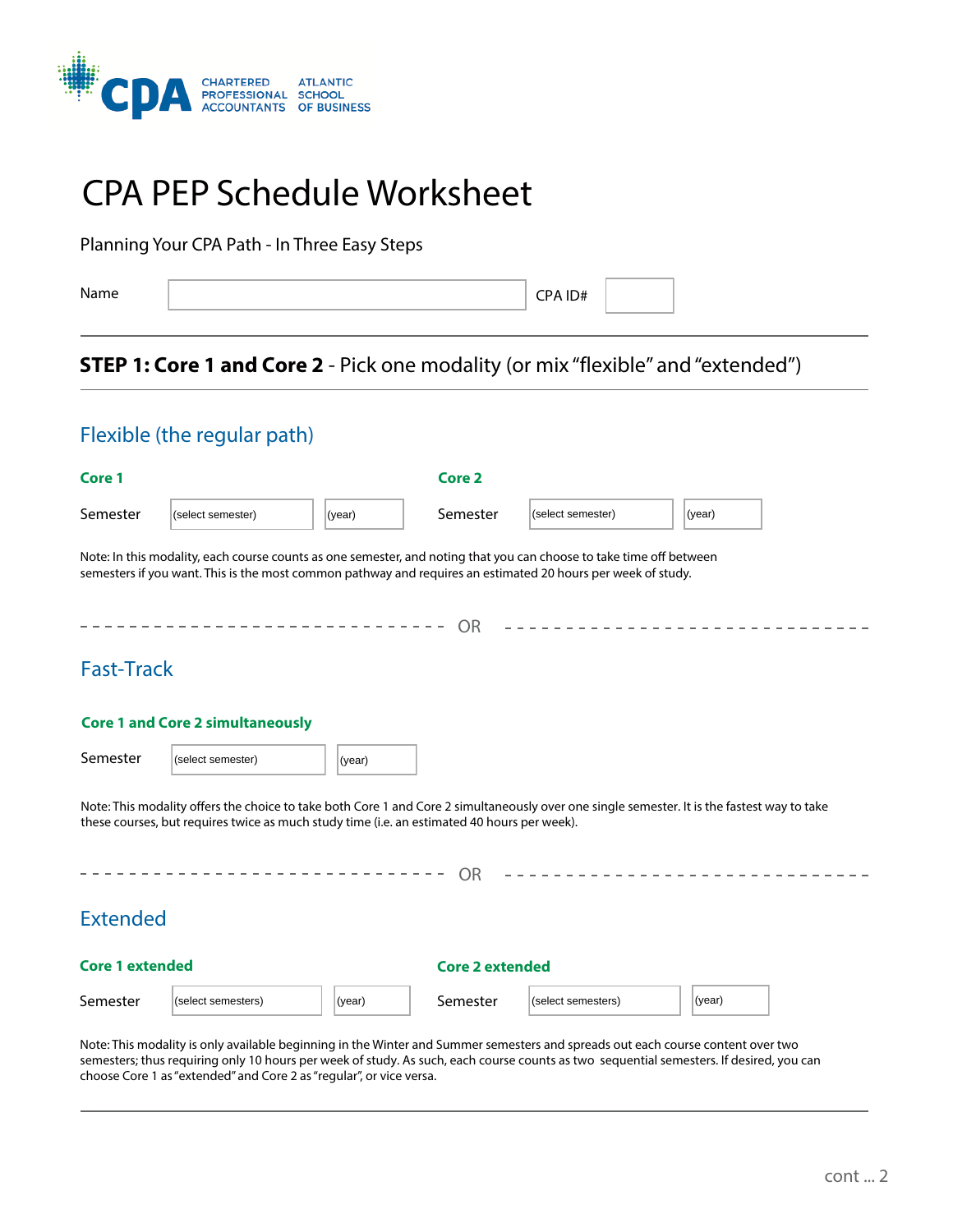CPA CHARTERED PROFESSIONAL ACCOUNTANTS ATLANTIC SCHOOL OF BUSINESS

# CPA PEP Schedule Worksheet

Planning Your CPA Path - In Three Easy Steps

Name ____________________ CPA ID# ________

## STEP 1: Core 1 and Core 2 - Pick one modality (or mix "flexible" and "extended")

### Flexible (the regular path)

**Core 1**

Semester (select semester) (year)

**Core 2**

Semester (select semester) (year)

Note: In this modality, each course counts as one semester, and noting that you can choose to take time off between semesters if you want. This is the most common pathway and requires an estimated 20 hours per week of study.

OR

### Fast-Track

**Core 1 and Core 2 simultaneously**

Semester (select semester) (year)

Note: This modality offers the choice to take both Core 1 and Core 2 simultaneously over one single semester. It is the fastest way to take these courses, but requires twice as much study time (i.e. an estimated 40 hours per week).

OR

### Extended

**Core 1 extended**

Semester (select semesters) (year)

**Core 2 extended**

Semester (select semesters) (year)

Note: This modality is only available beginning in the Winter and Summer semesters and spreads out each course content over two semesters; thus requiring only 10 hours per week of study. As such, each course counts as two sequential semesters. If desired, you can choose Core 1 as "extended" and Core 2 as "regular", or vice versa.

cont ... 2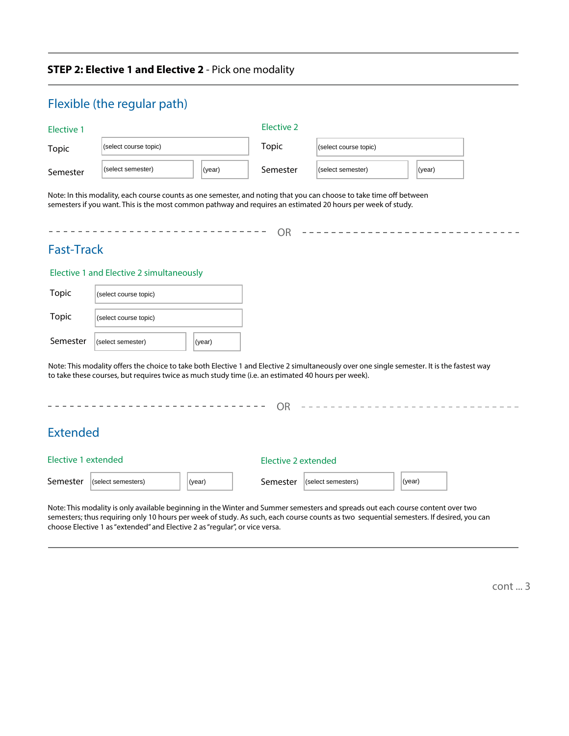**STEP 2: Elective 1 and Elective 2** - Pick one modality

## Flexible (the regular path)

### Elective 1

| | | |
|---|---|---|
| Topic | (select course topic) | |
| Semester | (select semester) | (year) |

### Elective 2

| | | |
|---|---|---|
| Topic | (select course topic) | |
| Semester | (select semester) | (year) |

Note: In this modality, each course counts as one semester, and noting that you can choose to take time off between semesters if you want. This is the most common pathway and requires an estimated 20 hours per week of study.

OR

## Fast-Track

### Elective 1 and Elective 2 simultaneously

| | | |
|---|---|---|
| Topic | (select course topic) | |
| Topic | (select course topic) | |
| Semester | (select semester) | (year) |

Note: This modality offers the choice to take both Elective 1 and Elective 2 simultaneously over one single semester. It is the fastest way to take these courses, but requires twice as much study time (i.e. an estimated 40 hours per week).

OR

## Extended

### Elective 1 extended

| | | |
|---|---|---|
| Semester | (select semesters) | (year) |

### Elective 2 extended

| | | |
|---|---|---|
| Semester | (select semesters) | (year) |

Note: This modality is only available beginning in the Winter and Summer semesters and spreads out each course content over two semesters; thus requiring only 10 hours per week of study. As such, each course counts as two sequential semesters. If desired, you can choose Elective 1 as "extended" and Elective 2 as "regular", or vice versa.

cont ... 3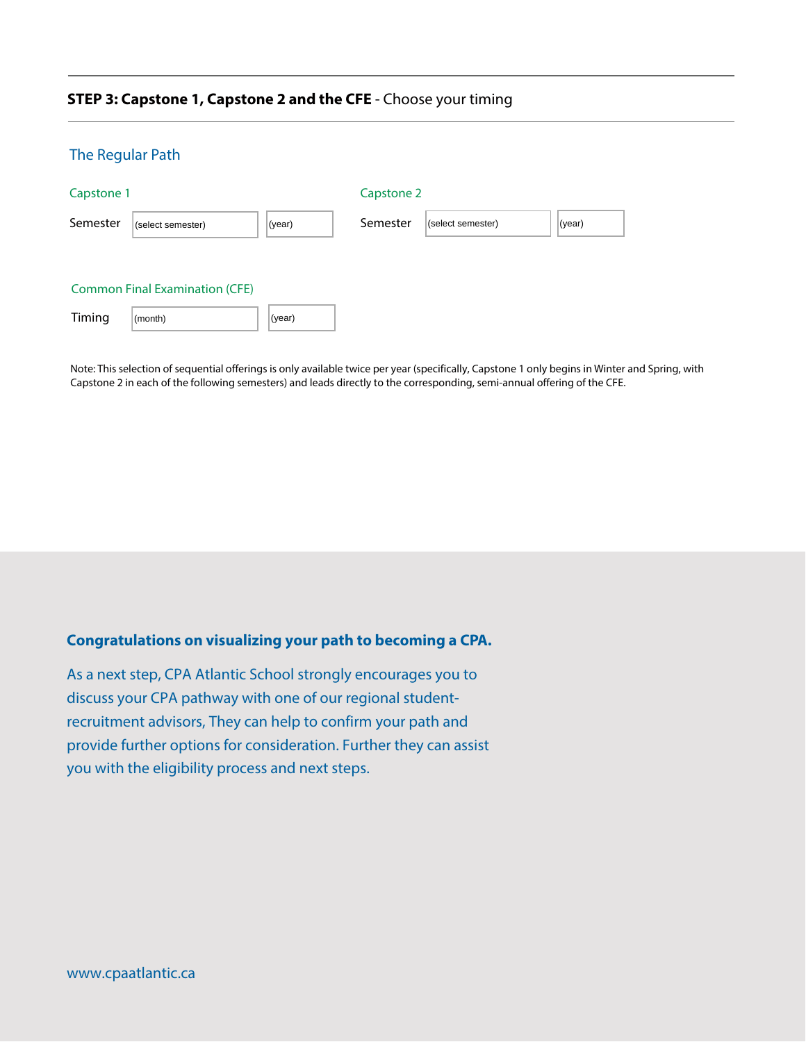**STEP 3: Capstone 1, Capstone 2 and the CFE** - Choose your timing

## The Regular Path

### Capstone 1

Semester (select semester) (year)

### Capstone 2

Semester (select semester) (year)

### Common Final Examination (CFE)

Timing (month) (year)

Note: This selection of sequential offerings is only available twice per year (specifically, Capstone 1 only begins in Winter and Spring, with Capstone 2 in each of the following semesters) and leads directly to the corresponding, semi-annual offering of the CFE.

**Congratulations on visualizing your path to becoming a CPA.**

As a next step, CPA Atlantic School strongly encourages you to discuss your CPA pathway with one of our regional student-recruitment advisors, They can help to confirm your path and provide further options for consideration. Further they can assist you with the eligibility process and next steps.

www.cpaatlantic.ca